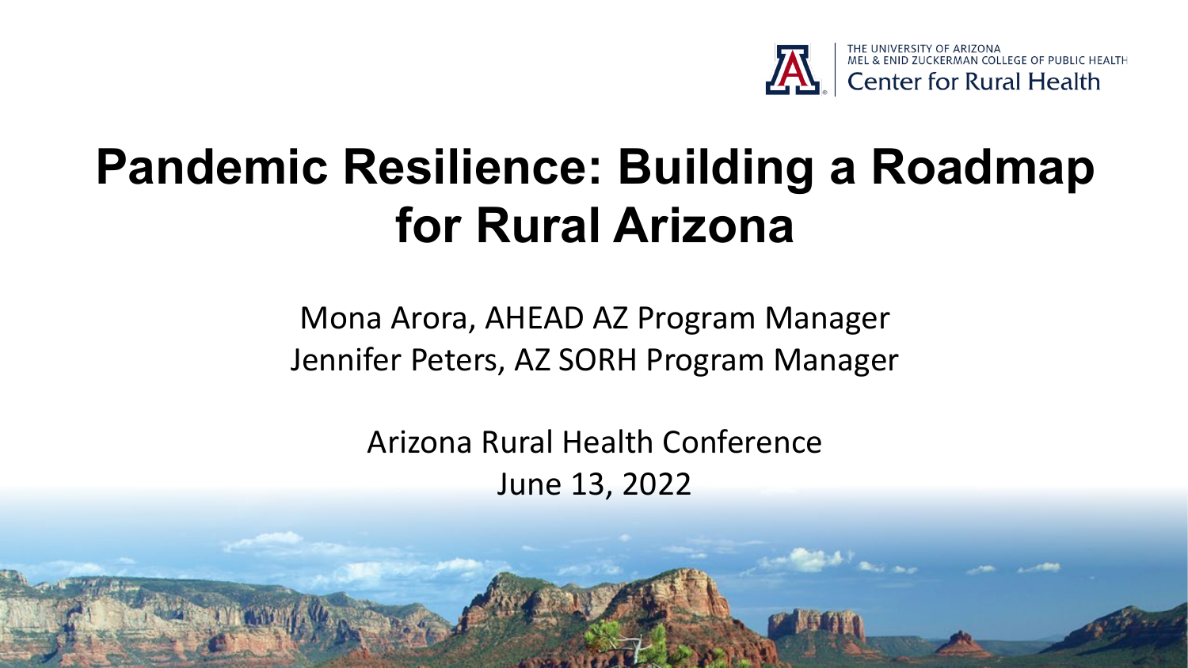THE UNIVERSITY OF ARIZONA
MEL & ENID ZUCKERMAN COLLEGE OF PUBLIC HEALTH
Center for Rural Health

# Pandemic Resilience: Building a Roadmap for Rural Arizona

Mona Arora, AHEAD AZ Program Manager
Jennifer Peters, AZ SORH Program Manager

Arizona Rural Health Conference
June 13, 2022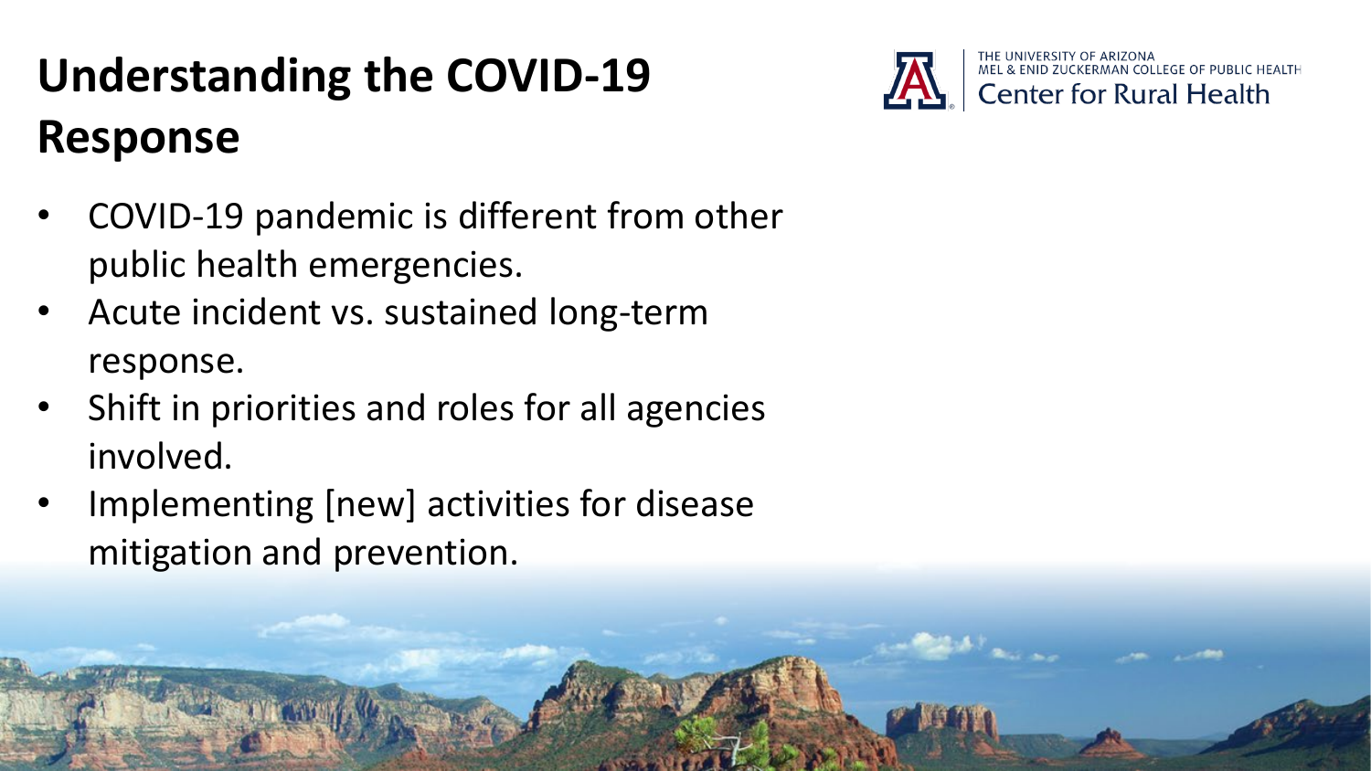# Understanding the COVID-19 Response

- COVID-19 pandemic is different from other public health emergencies.
- Acute incident vs. sustained long-term response.
- Shift in priorities and roles for all agencies involved.
- Implementing [new] activities for disease mitigation and prevention.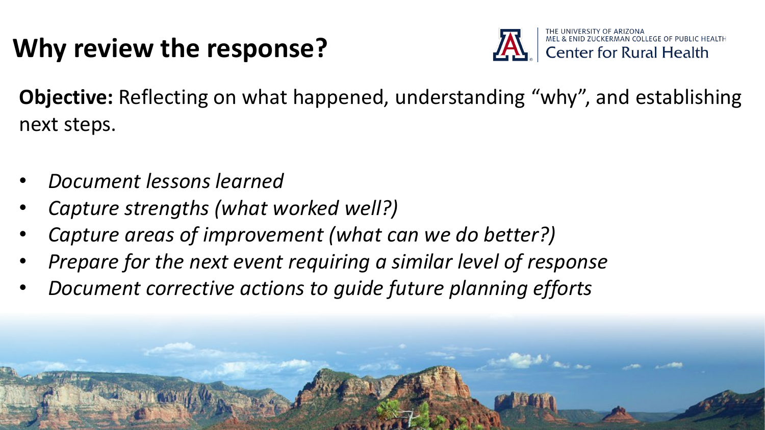# Why review the response?

**Objective:** Reflecting on what happened, understanding "why", and establishing next steps.

- *Document lessons learned*
- *Capture strengths (what worked well?)*
- *Capture areas of improvement (what can we do better?)*
- *Prepare for the next event requiring a similar level of response*
- *Document corrective actions to guide future planning efforts*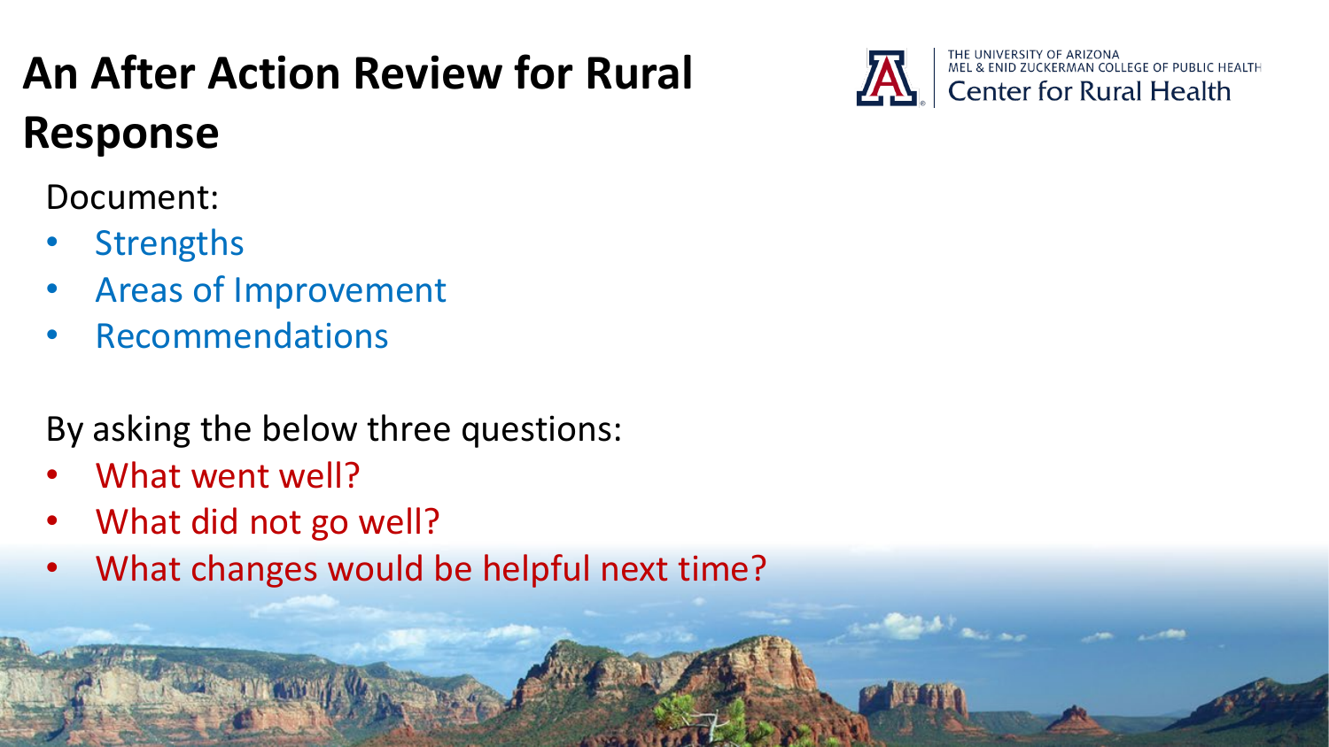# An After Action Review for Rural Response

Document:

- Strengths
- Areas of Improvement
- Recommendations

By asking the below three questions:

- What went well?
- What did not go well?
- What changes would be helpful next time?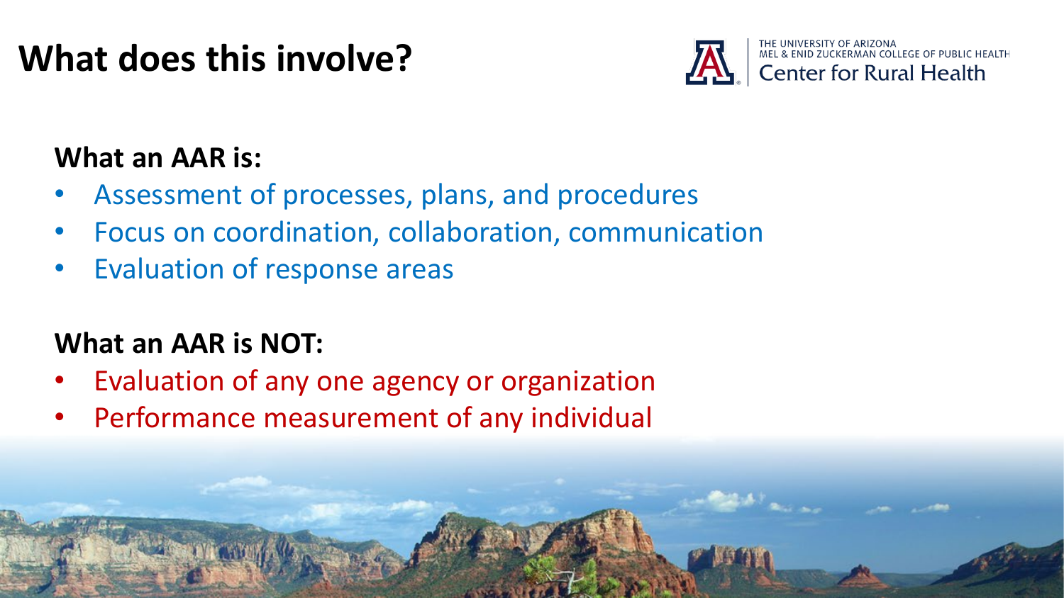# What does this involve?

THE UNIVERSITY OF ARIZONA
MEL & ENID ZUCKERMAN COLLEGE OF PUBLIC HEALTH
Center for Rural Health

**What an AAR is:**

- Assessment of processes, plans, and procedures
- Focus on coordination, collaboration, communication
- Evaluation of response areas

**What an AAR is NOT:**

- Evaluation of any one agency or organization
- Performance measurement of any individual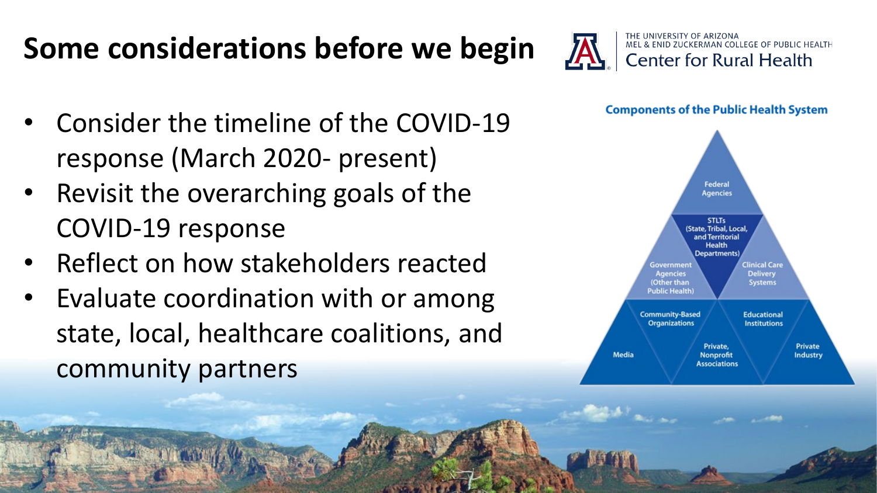# Some considerations before we begin

THE UNIVERSITY OF ARIZONA
MEL & ENID ZUCKERMAN COLLEGE OF PUBLIC HEALTH
Center for Rural Health

- Consider the timeline of the COVID-19 response (March 2020- present)
- Revisit the overarching goals of the COVID-19 response
- Reflect on how stakeholders reacted
- Evaluate coordination with or among state, local, healthcare coalitions, and community partners

**Components of the Public Health System**

Federal Agencies

STLTs (State, Tribal, Local, and Territorial Health Departments)

Government Agencies (Other than Public Health)

Clinical Care Delivery Systems

Community-Based Organizations

Educational Institutions

Media

Private, Nonprofit Associations

Private Industry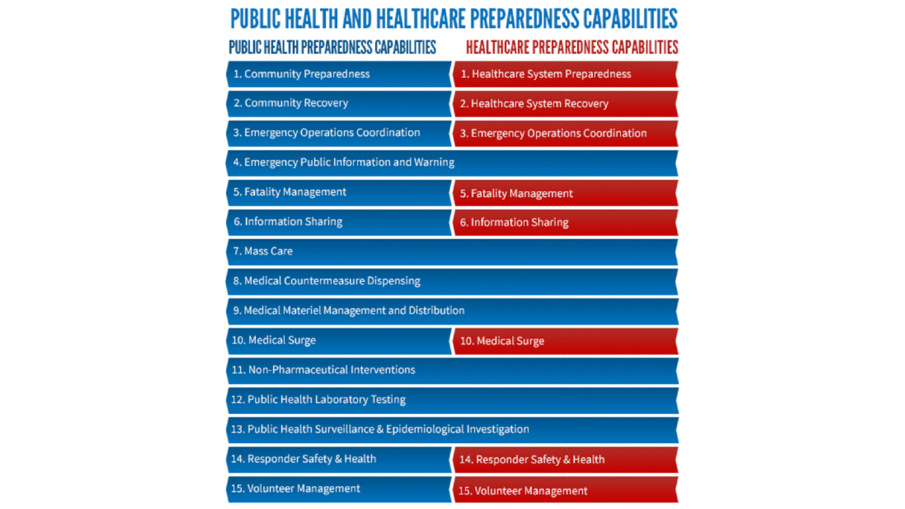# PUBLIC HEALTH AND HEALTHCARE PREPAREDNESS CAPABILITIES

| PUBLIC HEALTH PREPAREDNESS CAPABILITIES | HEALTHCARE PREPAREDNESS CAPABILITIES |
|---|---|
| 1. Community Preparedness | 1. Healthcare System Preparedness |
| 2. Community Recovery | 2. Healthcare System Recovery |
| 3. Emergency Operations Coordination | 3. Emergency Operations Coordination |
| 4. Emergency Public Information and Warning | |
| 5. Fatality Management | 5. Fatality Management |
| 6. Information Sharing | 6. Information Sharing |
| 7. Mass Care | |
| 8. Medical Countermeasure Dispensing | |
| 9. Medical Materiel Management and Distribution | |
| 10. Medical Surge | 10. Medical Surge |
| 11. Non-Pharmaceutical Interventions | |
| 12. Public Health Laboratory Testing | |
| 13. Public Health Surveillance & Epidemiological Investigation | |
| 14. Responder Safety & Health | 14. Responder Safety & Health |
| 15. Volunteer Management | 15. Volunteer Management |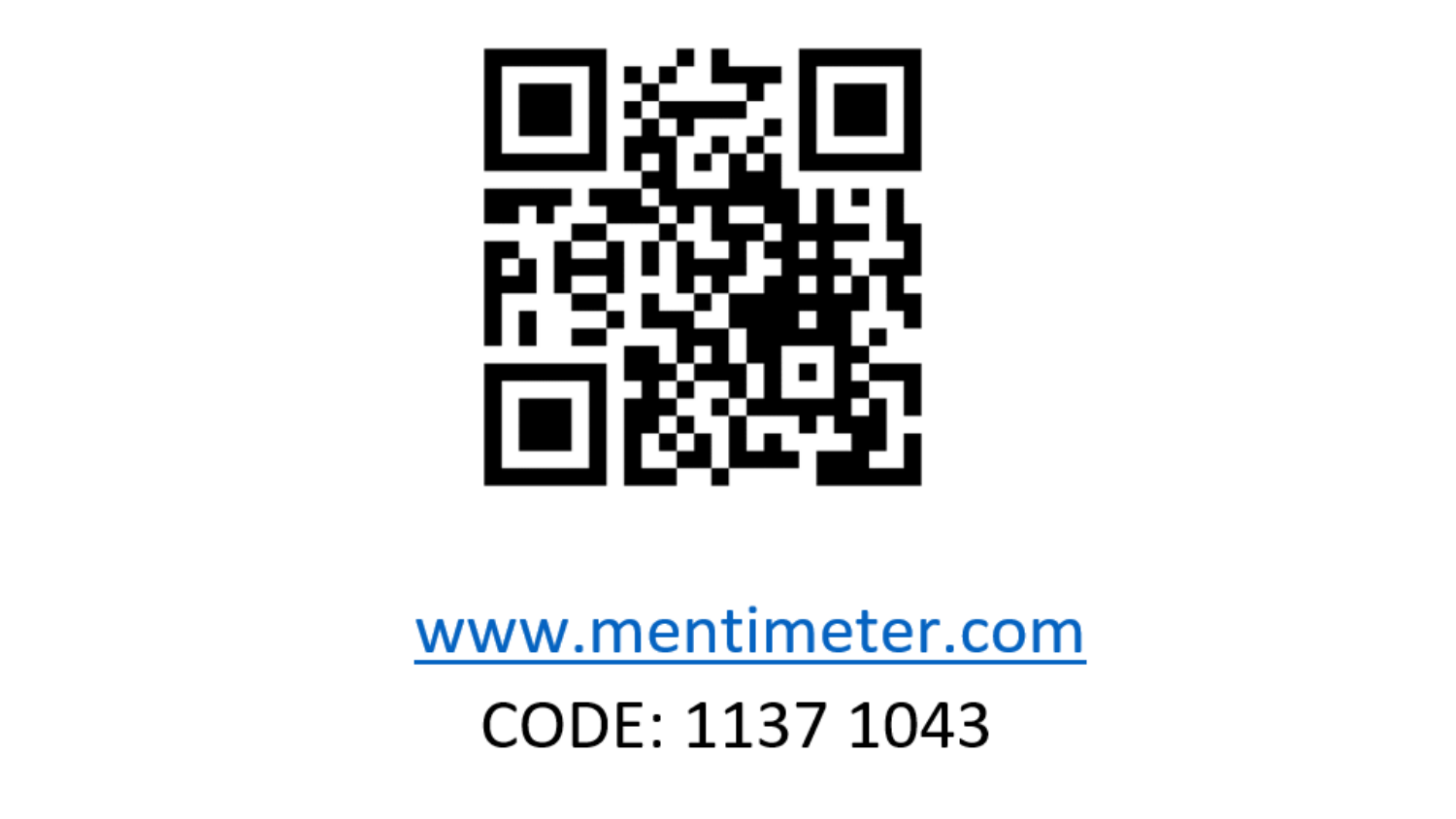www.mentimeter.com

CODE: 1137 1043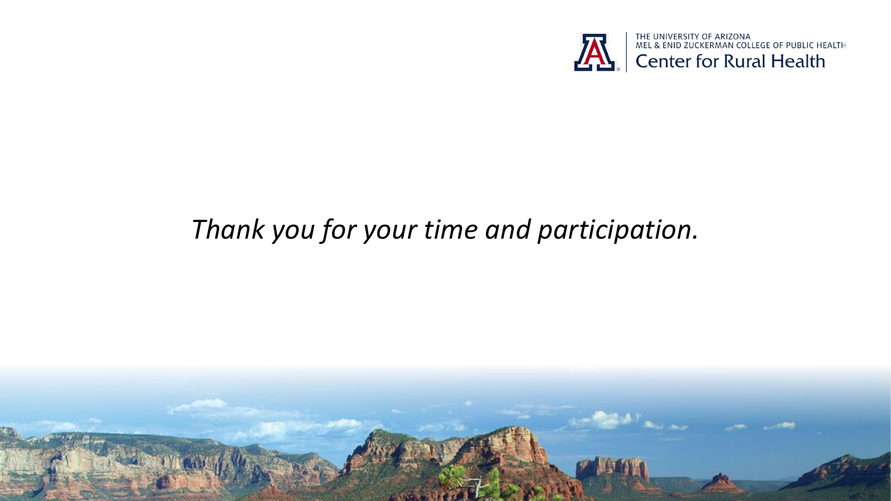THE UNIVERSITY OF ARIZONA
MEL & ENID ZUCKERMAN COLLEGE OF PUBLIC HEALTH
Center for Rural Health

*Thank you for your time and participation.*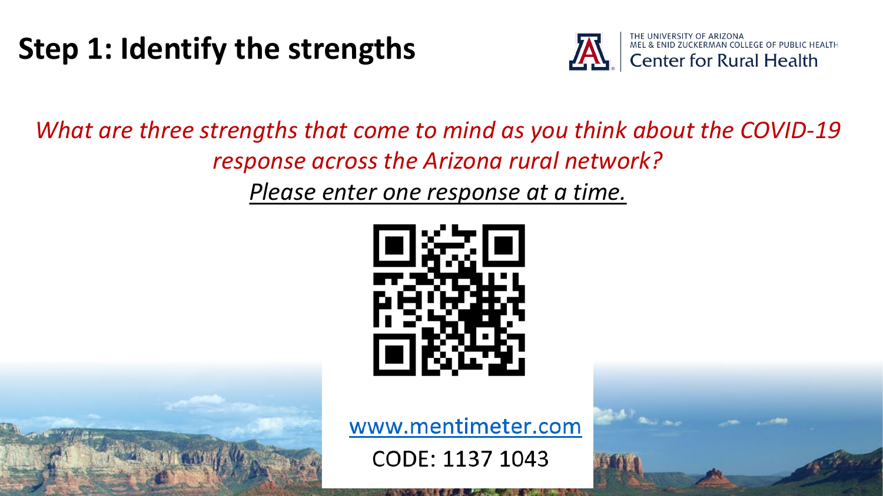# Step 1: Identify the strengths

THE UNIVERSITY OF ARIZONA
MEL & ENID ZUCKERMAN COLLEGE OF PUBLIC HEALTH
Center for Rural Health

*What are three strengths that come to mind as you think about the COVID-19 response across the Arizona rural network?*

*Please enter one response at a time.*

www.mentimeter.com

CODE: 1137 1043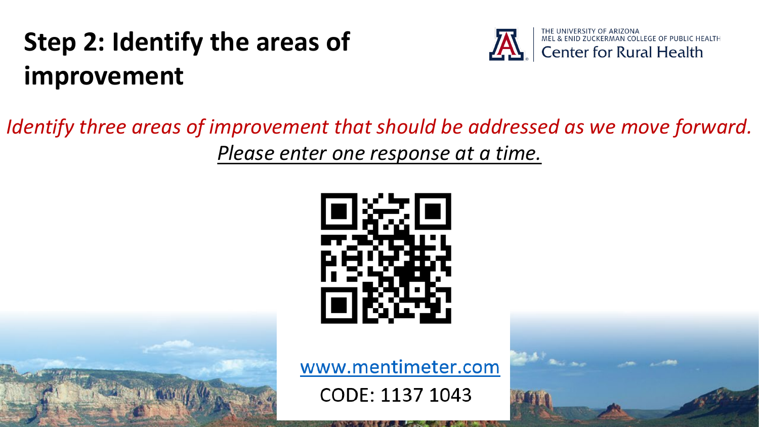# Step 2: Identify the areas of improvement

THE UNIVERSITY OF ARIZONA
MEL & ENID ZUCKERMAN COLLEGE OF PUBLIC HEALTH
Center for Rural Health

*Identify three areas of improvement that should be addressed as we move forward.*

*Please enter one response at a time.*

www.mentimeter.com

CODE: 1137 1043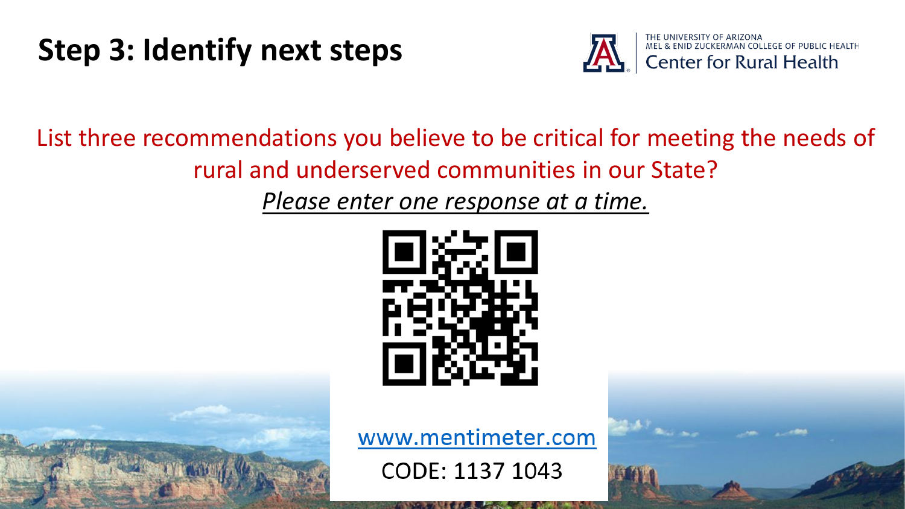# Step 3: Identify next steps

THE UNIVERSITY OF ARIZONA
MEL & ENID ZUCKERMAN COLLEGE OF PUBLIC HEALTH
Center for Rural Health

List three recommendations you believe to be critical for meeting the needs of rural and underserved communities in our State?

*Please enter one response at a time.*

www.mentimeter.com

CODE: 1137 1043